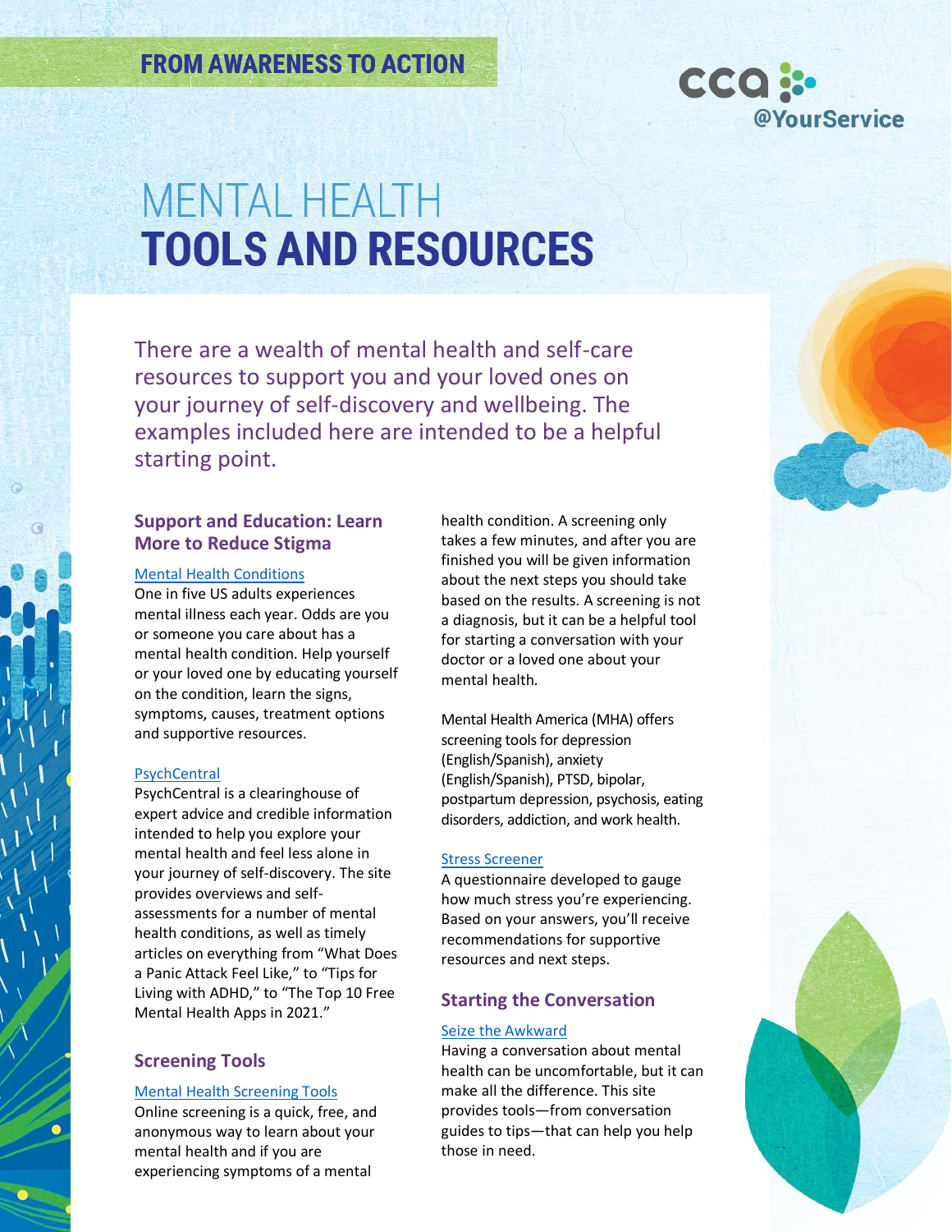FROM AWARENESS TO ACTION

cca @YourService

# MENTAL HEALTH **TOOLS AND RESOURCES**

There are a wealth of mental health and self-care resources to support you and your loved ones on your journey of self-discovery and wellbeing. The examples included here are intended to be a helpful starting point.

## Support and Education: Learn More to Reduce Stigma

Mental Health Conditions
One in five US adults experiences mental illness each year. Odds are you or someone you care about has a mental health condition. Help yourself or your loved one by educating yourself on the condition, learn the signs, symptoms, causes, treatment options and supportive resources.

PsychCentral
PsychCentral is a clearinghouse of expert advice and credible information intended to help you explore your mental health and feel less alone in your journey of self-discovery. The site provides overviews and self-assessments for a number of mental health conditions, as well as timely articles on everything from "What Does a Panic Attack Feel Like," to "Tips for Living with ADHD," to "The Top 10 Free Mental Health Apps in 2021."

## Screening Tools

Mental Health Screening Tools
Online screening is a quick, free, and anonymous way to learn about your mental health and if you are experiencing symptoms of a mental health condition. A screening only takes a few minutes, and after you are finished you will be given information about the next steps you should take based on the results. A screening is not a diagnosis, but it can be a helpful tool for starting a conversation with your doctor or a loved one about your mental health.

Mental Health America (MHA) offers screening tools for depression (English/Spanish), anxiety (English/Spanish), PTSD, bipolar, postpartum depression, psychosis, eating disorders, addiction, and work health.

Stress Screener
A questionnaire developed to gauge how much stress you're experiencing. Based on your answers, you'll receive recommendations for supportive resources and next steps.

## Starting the Conversation

Seize the Awkward
Having a conversation about mental health can be uncomfortable, but it can make all the difference. This site provides tools—from conversation guides to tips—that can help you help those in need.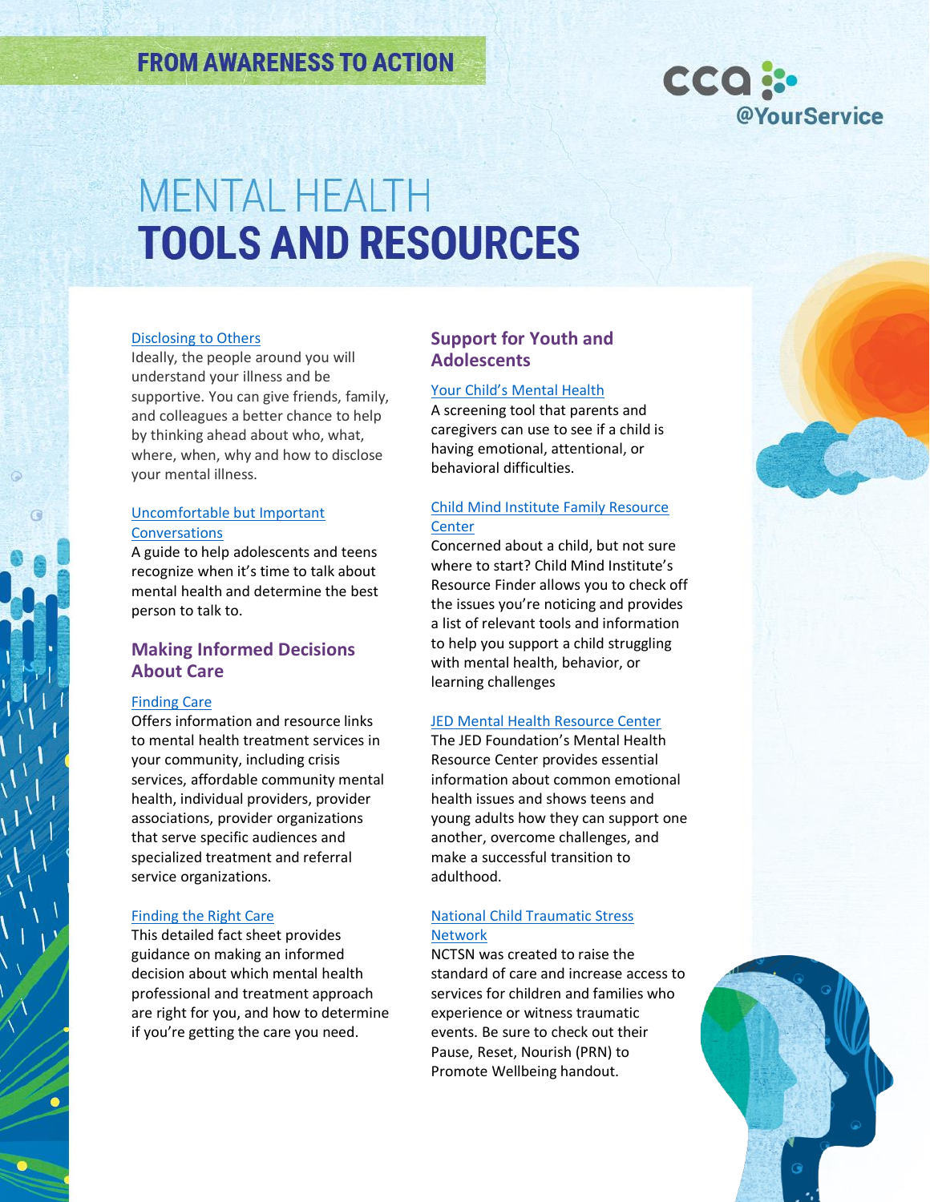FROM AWARENESS TO ACTION

# MENTAL HEALTH TOOLS AND RESOURCES

Disclosing to Others

Ideally, the people around you will understand your illness and be supportive. You can give friends, family, and colleagues a better chance to help by thinking ahead about who, what, where, when, why and how to disclose your mental illness.

Uncomfortable but Important Conversations

A guide to help adolescents and teens recognize when it's time to talk about mental health and determine the best person to talk to.

## Making Informed Decisions About Care

Finding Care

Offers information and resource links to mental health treatment services in your community, including crisis services, affordable community mental health, individual providers, provider associations, provider organizations that serve specific audiences and specialized treatment and referral service organizations.

Finding the Right Care

This detailed fact sheet provides guidance on making an informed decision about which mental health professional and treatment approach are right for you, and how to determine if you're getting the care you need.

## Support for Youth and Adolescents

Your Child's Mental Health

A screening tool that parents and caregivers can use to see if a child is having emotional, attentional, or behavioral difficulties.

Child Mind Institute Family Resource Center

Concerned about a child, but not sure where to start? Child Mind Institute's Resource Finder allows you to check off the issues you're noticing and provides a list of relevant tools and information to help you support a child struggling with mental health, behavior, or learning challenges

JED Mental Health Resource Center

The JED Foundation's Mental Health Resource Center provides essential information about common emotional health issues and shows teens and young adults how they can support one another, overcome challenges, and make a successful transition to adulthood.

National Child Traumatic Stress Network

NCTSN was created to raise the standard of care and increase access to services for children and families who experience or witness traumatic events. Be sure to check out their Pause, Reset, Nourish (PRN) to Promote Wellbeing handout.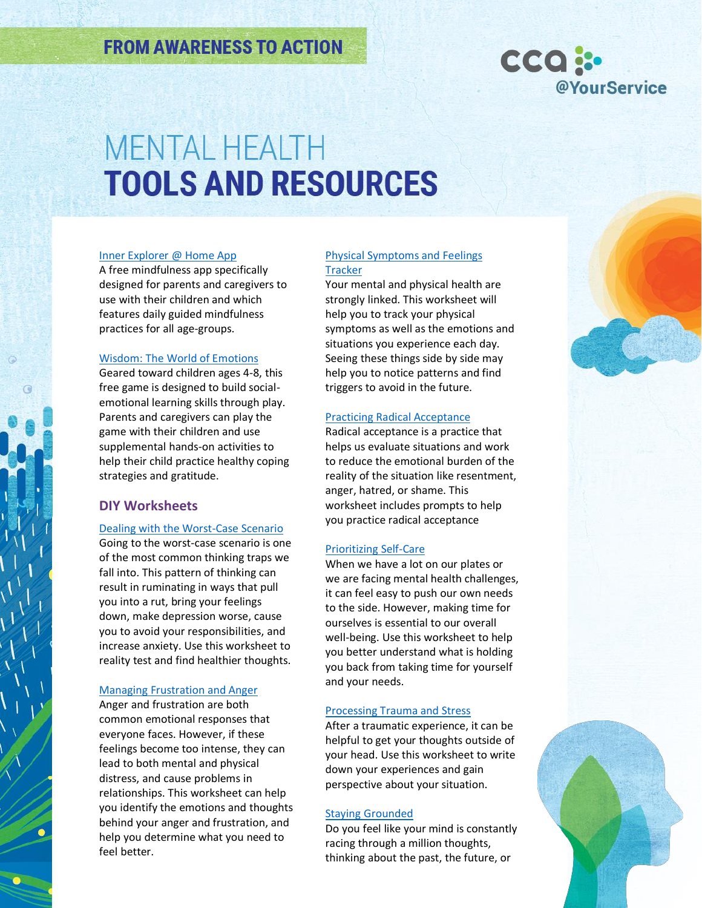FROM AWARENESS TO ACTION

# MENTAL HEALTH TOOLS AND RESOURCES

Inner Explorer @ Home App
A free mindfulness app specifically designed for parents and caregivers to use with their children and which features daily guided mindfulness practices for all age-groups.

Wisdom: The World of Emotions
Geared toward children ages 4-8, this free game is designed to build social-emotional learning skills through play. Parents and caregivers can play the game with their children and use supplemental hands-on activities to help their child practice healthy coping strategies and gratitude.

## DIY Worksheets

Dealing with the Worst-Case Scenario
Going to the worst-case scenario is one of the most common thinking traps we fall into. This pattern of thinking can result in ruminating in ways that pull you into a rut, bring your feelings down, make depression worse, cause you to avoid your responsibilities, and increase anxiety. Use this worksheet to reality test and find healthier thoughts.

Managing Frustration and Anger
Anger and frustration are both common emotional responses that everyone faces. However, if these feelings become too intense, they can lead to both mental and physical distress, and cause problems in relationships. This worksheet can help you identify the emotions and thoughts behind your anger and frustration, and help you determine what you need to feel better.

Physical Symptoms and Feelings Tracker
Your mental and physical health are strongly linked. This worksheet will help you to track your physical symptoms as well as the emotions and situations you experience each day. Seeing these things side by side may help you to notice patterns and find triggers to avoid in the future.

Practicing Radical Acceptance
Radical acceptance is a practice that helps us evaluate situations and work to reduce the emotional burden of the reality of the situation like resentment, anger, hatred, or shame. This worksheet includes prompts to help you practice radical acceptance

Prioritizing Self-Care
When we have a lot on our plates or we are facing mental health challenges, it can feel easy to push our own needs to the side. However, making time for ourselves is essential to our overall well-being. Use this worksheet to help you better understand what is holding you back from taking time for yourself and your needs.

Processing Trauma and Stress
After a traumatic experience, it can be helpful to get your thoughts outside of your head. Use this worksheet to write down your experiences and gain perspective about your situation.

Staying Grounded
Do you feel like your mind is constantly racing through a million thoughts, thinking about the past, the future, or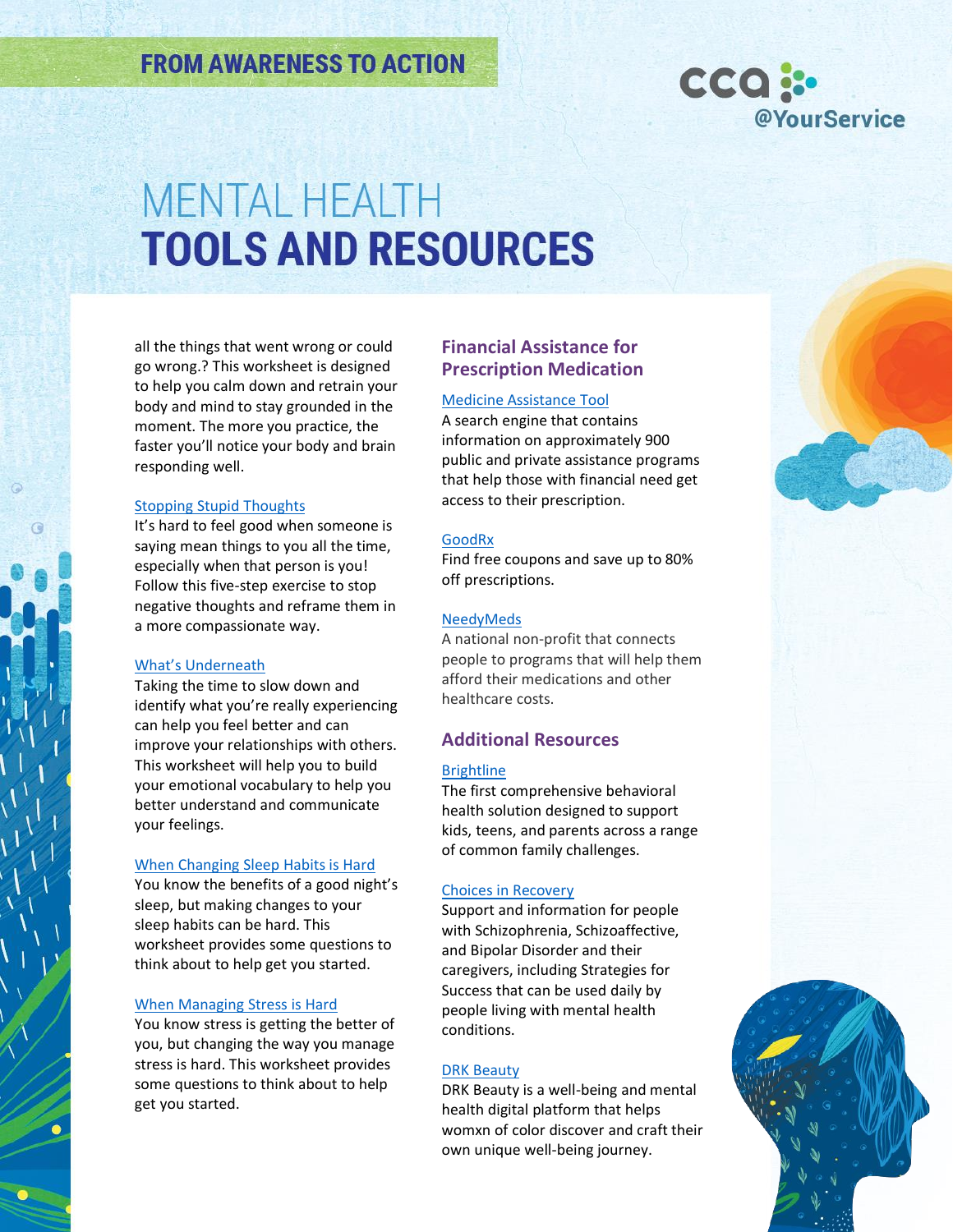# MENTAL HEALTH
# TOOLS AND RESOURCES

all the things that went wrong or could go wrong.? This worksheet is designed to help you calm down and retrain your body and mind to stay grounded in the moment. The more you practice, the faster you'll notice your body and brain responding well.

Stopping Stupid Thoughts
It's hard to feel good when someone is saying mean things to you all the time, especially when that person is you! Follow this five-step exercise to stop negative thoughts and reframe them in a more compassionate way.

What's Underneath
Taking the time to slow down and identify what you're really experiencing can help you feel better and can improve your relationships with others. This worksheet will help you to build your emotional vocabulary to help you better understand and communicate your feelings.

When Changing Sleep Habits is Hard
You know the benefits of a good night's sleep, but making changes to your sleep habits can be hard. This worksheet provides some questions to think about to help get you started.

When Managing Stress is Hard
You know stress is getting the better of you, but changing the way you manage stress is hard. This worksheet provides some questions to think about to help get you started.

## Financial Assistance for Prescription Medication

Medicine Assistance Tool
A search engine that contains information on approximately 900 public and private assistance programs that help those with financial need get access to their prescription.

GoodRx
Find free coupons and save up to 80% off prescriptions.

NeedyMeds
A national non-profit that connects people to programs that will help them afford their medications and other healthcare costs.

## Additional Resources

Brightline
The first comprehensive behavioral health solution designed to support kids, teens, and parents across a range of common family challenges.

Choices in Recovery
Support and information for people with Schizophrenia, Schizoaffective, and Bipolar Disorder and their caregivers, including Strategies for Success that can be used daily by people living with mental health conditions.

DRK Beauty
DRK Beauty is a well-being and mental health digital platform that helps womxn of color discover and craft their own unique well-being journey.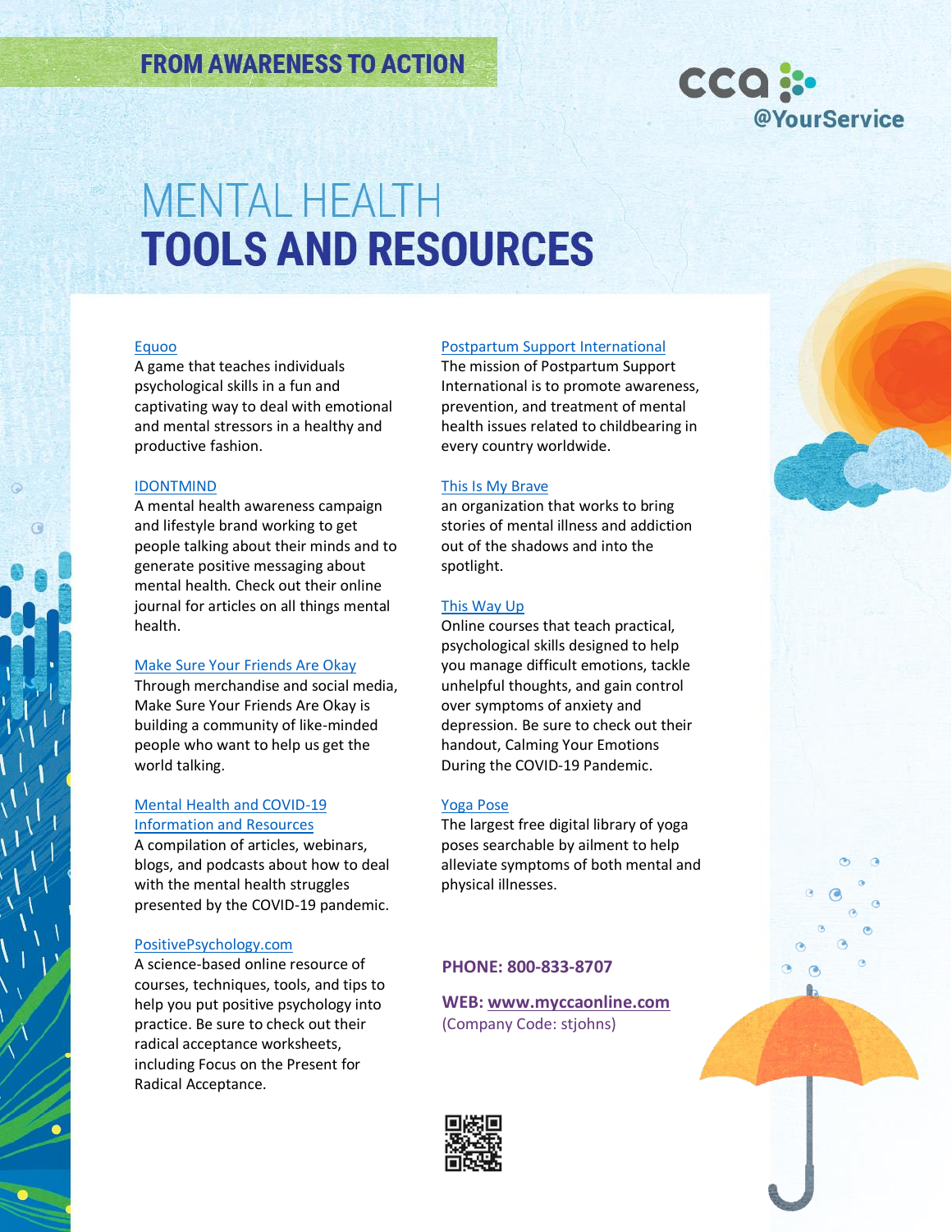FROM AWARENESS TO ACTION

cca @YourService

# MENTAL HEALTH
# TOOLS AND RESOURCES

Equoo
A game that teaches individuals psychological skills in a fun and captivating way to deal with emotional and mental stressors in a healthy and productive fashion.

IDONTMIND
A mental health awareness campaign and lifestyle brand working to get people talking about their minds and to generate positive messaging about mental health. Check out their online journal for articles on all things mental health.

Make Sure Your Friends Are Okay
Through merchandise and social media, Make Sure Your Friends Are Okay is building a community of like-minded people who want to help us get the world talking.

Mental Health and COVID-19 Information and Resources
A compilation of articles, webinars, blogs, and podcasts about how to deal with the mental health struggles presented by the COVID-19 pandemic.

PositivePsychology.com
A science-based online resource of courses, techniques, tools, and tips to help you put positive psychology into practice. Be sure to check out their radical acceptance worksheets, including Focus on the Present for Radical Acceptance.

Postpartum Support International
The mission of Postpartum Support International is to promote awareness, prevention, and treatment of mental health issues related to childbearing in every country worldwide.

This Is My Brave
an organization that works to bring stories of mental illness and addiction out of the shadows and into the spotlight.

This Way Up
Online courses that teach practical, psychological skills designed to help you manage difficult emotions, tackle unhelpful thoughts, and gain control over symptoms of anxiety and depression. Be sure to check out their handout, Calming Your Emotions During the COVID-19 Pandemic.

Yoga Pose
The largest free digital library of yoga poses searchable by ailment to help alleviate symptoms of both mental and physical illnesses.

**PHONE: 800-833-8707**

**WEB: www.myccaonline.com**
(Company Code: stjohns)